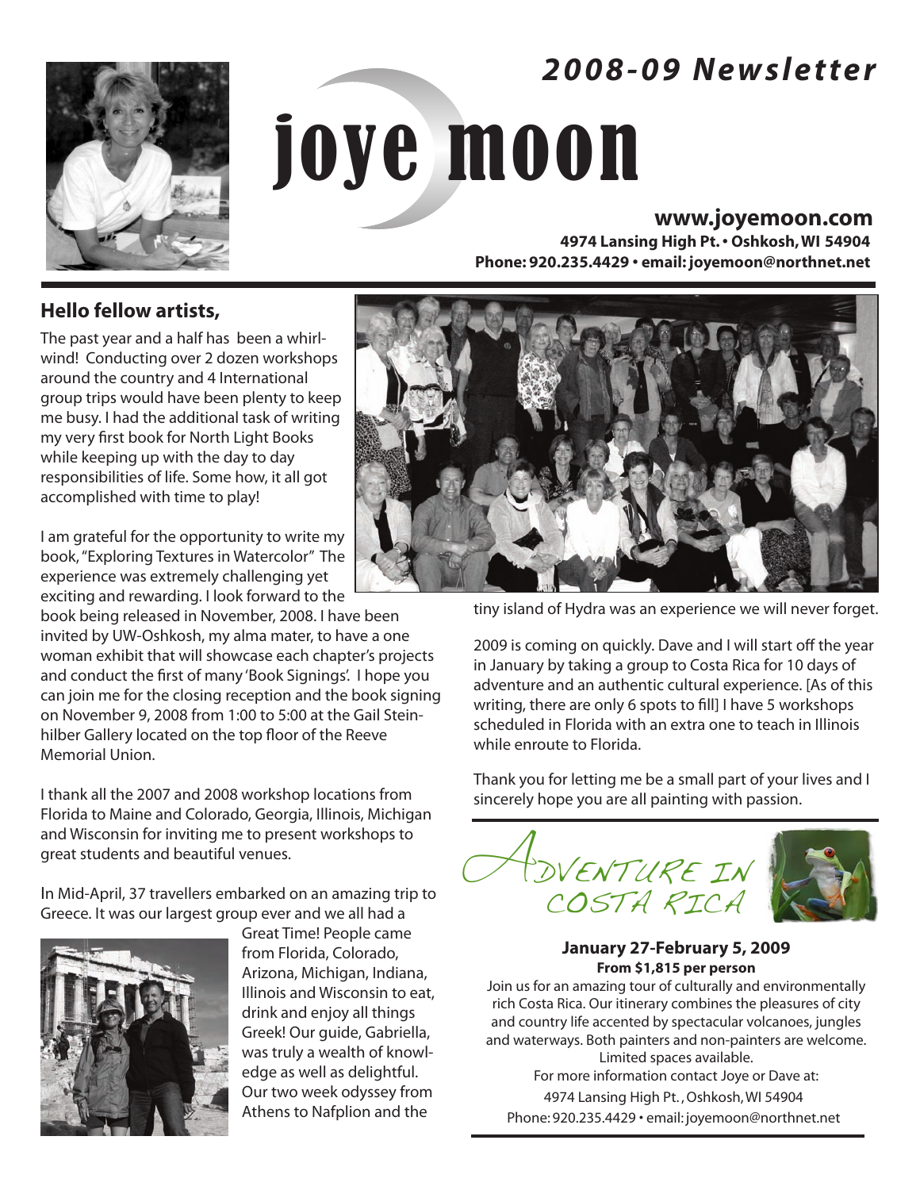# joye moon

## *2008-09 Newsletter*

**www.joyemoon.com**
**4974 Lansing High Pt. • Oshkosh, WI 54904**
**Phone: 920.235.4429 • email: joyemoon@northnet.net**

## Hello fellow artists,

The past year and a half has been a whirlwind! Conducting over 2 dozen workshops around the country and 4 International group trips would have been plenty to keep me busy. I had the additional task of writing my very first book for North Light Books while keeping up with the day to day responsibilities of life. Some how, it all got accomplished with time to play!

I am grateful for the opportunity to write my book, "Exploring Textures in Watercolor" The experience was extremely challenging yet exciting and rewarding. I look forward to the book being released in November, 2008. I have been invited by UW-Oshkosh, my alma mater, to have a one woman exhibit that will showcase each chapter's projects and conduct the first of many 'Book Signings'. I hope you can join me for the closing reception and the book signing on November 9, 2008 from 1:00 to 5:00 at the Gail Steinhilber Gallery located on the top floor of the Reeve Memorial Union.

I thank all the 2007 and 2008 workshop locations from Florida to Maine and Colorado, Georgia, Illinois, Michigan and Wisconsin for inviting me to present workshops to great students and beautiful venues.

In Mid-April, 37 travellers embarked on an amazing trip to Greece. It was our largest group ever and we all had a Great Time! People came from Florida, Colorado, Arizona, Michigan, Indiana, Illinois and Wisconsin to eat, drink and enjoy all things Greek! Our guide, Gabriella, was truly a wealth of knowledge as well as delightful. Our two week odyssey from Athens to Nafplion and the tiny island of Hydra was an experience we will never forget.

2009 is coming on quickly. Dave and I will start off the year in January by taking a group to Costa Rica for 10 days of adventure and an authentic cultural experience. [As of this writing, there are only 6 spots to fill] I have 5 workshops scheduled in Florida with an extra one to teach in Illinois while enroute to Florida.

Thank you for letting me be a small part of your lives and I sincerely hope you are all painting with passion.

## Adventure in Costa Rica

**January 27-February 5, 2009**
**From $1,815 per person**

Join us for an amazing tour of culturally and environmentally rich Costa Rica. Our itinerary combines the pleasures of city and country life accented by spectacular volcanoes, jungles and waterways. Both painters and non-painters are welcome. Limited spaces available.

For more information contact Joye or Dave at:
4974 Lansing High Pt., Oshkosh, WI 54904
Phone: 920.235.4429 • email: joyemoon@northnet.net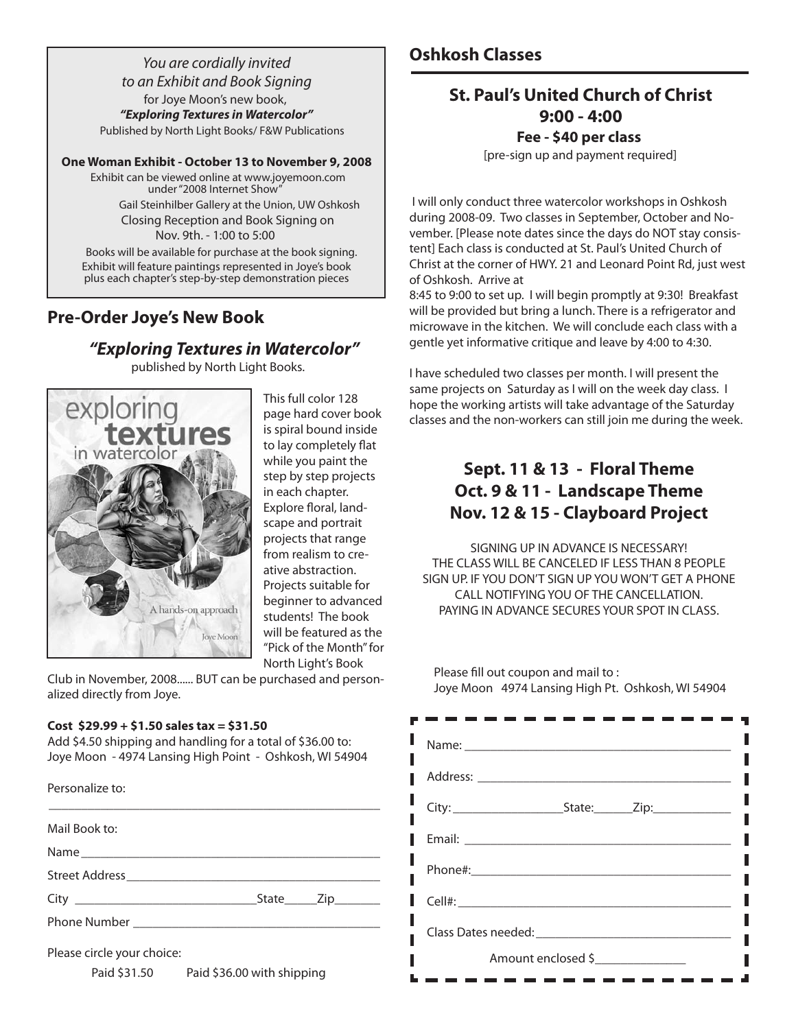*You are cordially invited*
*to an Exhibit and Book Signing*
for Joye Moon's new book,
***"Exploring Textures in Watercolor"***
Published by North Light Books/ F&W Publications

**One Woman Exhibit - October 13 to November 9, 2008**

Exhibit can be viewed online at www.joyemoon.com under "2008 Internet Show"

Gail Steinhilber Gallery at the Union, UW Oshkosh

Closing Reception and Book Signing on Nov. 9th. - 1:00 to 5:00

Books will be available for purchase at the book signing. Exhibit will feature paintings represented in Joye's book plus each chapter's step-by-step demonstration pieces

## Pre-Order Joye's New Book

### *"Exploring Textures in Watercolor"*

published by North Light Books.

This full color 128 page hard cover book is spiral bound inside to lay completely flat while you paint the step by step projects in each chapter. Explore floral, landscape and portrait projects that range from realism to creative abstraction. Projects suitable for beginner to advanced students! The book will be featured as the "Pick of the Month" for North Light's Book Club in November, 2008...... BUT can be purchased and personalized directly from Joye.

**Cost $29.99 + $1.50 sales tax = $31.50**

Add $4.50 shipping and handling for a total of $36.00 to:
Joye Moon - 4974 Lansing High Point - Oshkosh, WI 54904

Personalize to:

\_\_\_\_\_\_\_\_\_\_\_\_\_\_\_\_\_\_\_\_\_\_\_\_\_\_\_\_\_\_\_\_\_\_\_\_\_\_\_\_\_\_\_\_

Mail Book to:

Name\_\_\_\_\_\_\_\_\_\_\_\_\_\_\_\_\_\_\_\_\_\_\_\_\_\_\_\_\_\_\_\_\_\_\_\_\_\_\_\_

Street Address\_\_\_\_\_\_\_\_\_\_\_\_\_\_\_\_\_\_\_\_\_\_\_\_\_\_\_\_\_\_\_\_\_\_

City \_\_\_\_\_\_\_\_\_\_\_\_\_\_\_\_\_\_\_\_\_\_\_\_State\_\_\_\_\_Zip\_\_\_\_\_\_\_

Phone Number \_\_\_\_\_\_\_\_\_\_\_\_\_\_\_\_\_\_\_\_\_\_\_\_\_\_\_\_\_\_\_\_\_\_

Please circle your choice:

Paid $31.50     Paid $36.00 with shipping

## Oshkosh Classes

### St. Paul's United Church of Christ
### 9:00 - 4:00

**Fee - $40 per class**

[pre-sign up and payment required]

I will only conduct three watercolor workshops in Oshkosh during 2008-09. Two classes in September, October and November. [Please note dates since the days do NOT stay consistent] Each class is conducted at St. Paul's United Church of Christ at the corner of HWY. 21 and Leonard Point Rd, just west of Oshkosh. Arrive at 8:45 to 9:00 to set up. I will begin promptly at 9:30! Breakfast will be provided but bring a lunch. There is a refrigerator and microwave in the kitchen. We will conclude each class with a gentle yet informative critique and leave by 4:00 to 4:30.

I have scheduled two classes per month. I will present the same projects on Saturday as I will on the week day class. I hope the working artists will take advantage of the Saturday classes and the non-workers can still join me during the week.

### Sept. 11 & 13 - Floral Theme
### Oct. 9 & 11 - Landscape Theme
### Nov. 12 & 15 - Clayboard Project

SIGNING UP IN ADVANCE IS NECESSARY! THE CLASS WILL BE CANCELED IF LESS THAN 8 PEOPLE SIGN UP. IF YOU DON'T SIGN UP YOU WON'T GET A PHONE CALL NOTIFYING YOU OF THE CANCELLATION. PAYING IN ADVANCE SECURES YOUR SPOT IN CLASS.

Please fill out coupon and mail to :
Joye Moon 4974 Lansing High Pt. Oshkosh, WI 54904

Name: \_\_\_\_\_\_\_\_\_\_\_\_\_\_\_\_\_\_\_\_\_\_\_\_\_\_\_\_\_\_\_\_\_\_\_\_\_\_

Address: \_\_\_\_\_\_\_\_\_\_\_\_\_\_\_\_\_\_\_\_\_\_\_\_\_\_\_\_\_\_\_\_\_\_\_

City: \_\_\_\_\_\_\_\_\_\_\_\_\_\_\_\_State:\_\_\_\_\_\_Zip:\_\_\_\_\_\_\_\_\_\_

Email: \_\_\_\_\_\_\_\_\_\_\_\_\_\_\_\_\_\_\_\_\_\_\_\_\_\_\_\_\_\_\_\_\_\_\_\_\_

Phone#:\_\_\_\_\_\_\_\_\_\_\_\_\_\_\_\_\_\_\_\_\_\_\_\_\_\_\_\_\_\_\_\_\_\_\_\_

Cell#: \_\_\_\_\_\_\_\_\_\_\_\_\_\_\_\_\_\_\_\_\_\_\_\_\_\_\_\_\_\_\_\_\_\_\_\_\_

Class Dates needed: \_\_\_\_\_\_\_\_\_\_\_\_\_\_\_\_\_\_\_\_\_\_\_\_\_\_\_

Amount enclosed $\_\_\_\_\_\_\_\_\_\_\_\_\_\_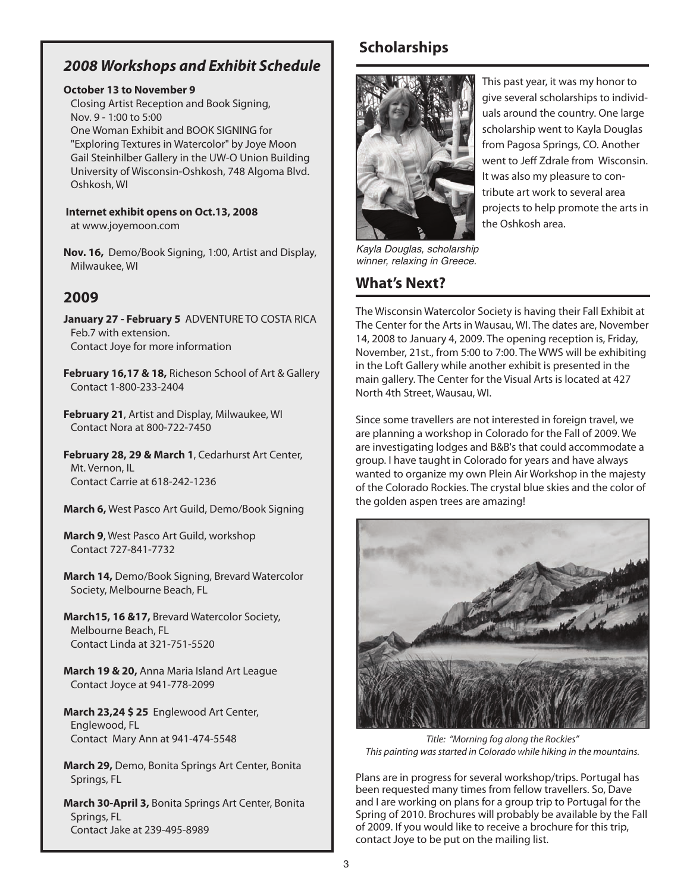## *2008 Workshops and Exhibit Schedule*

**October 13 to November 9**
Closing Artist Reception and Book Signing, Nov. 9 - 1:00 to 5:00
One Woman Exhibit and BOOK SIGNING for "Exploring Textures in Watercolor" by Joye Moon
Gail Steinhilber Gallery in the UW-O Union Building
University of Wisconsin-Oshkosh, 748 Algoma Blvd. Oshkosh, WI

**Internet exhibit opens on Oct.13, 2008**
at www.joyemoon.com

**Nov. 16,** Demo/Book Signing, 1:00, Artist and Display, Milwaukee, WI

## 2009

**January 27 - February 5** ADVENTURE TO COSTA RICA Feb.7 with extension.
Contact Joye for more information

**February 16,17 & 18,** Richeson School of Art & Gallery
Contact 1-800-233-2404

**February 21**, Artist and Display, Milwaukee, WI
Contact Nora at 800-722-7450

**February 28, 29 & March 1**, Cedarhurst Art Center, Mt. Vernon, IL
Contact Carrie at 618-242-1236

**March 6,** West Pasco Art Guild, Demo/Book Signing

**March 9**, West Pasco Art Guild, workshop
Contact 727-841-7732

**March 14,** Demo/Book Signing, Brevard Watercolor Society, Melbourne Beach, FL

**March15, 16 &17,** Brevard Watercolor Society, Melbourne Beach, FL
Contact Linda at 321-751-5520

**March 19 & 20,** Anna Maria Island Art League
Contact Joyce at 941-778-2099

**March 23,24 $ 25** Englewood Art Center, Englewood, FL
Contact Mary Ann at 941-474-5548

**March 29,** Demo, Bonita Springs Art Center, Bonita Springs, FL

**March 30-April 3,** Bonita Springs Art Center, Bonita Springs, FL
Contact Jake at 239-495-8989

## Scholarships

This past year, it was my honor to give several scholarships to individuals around the country. One large scholarship went to Kayla Douglas from Pagosa Springs, CO. Another went to Jeff Zdrale from Wisconsin. It was also my pleasure to contribute art work to several area projects to help promote the arts in the Oshkosh area.

*Kayla Douglas, scholarship winner, relaxing in Greece.*

## What's Next?

The Wisconsin Watercolor Society is having their Fall Exhibit at The Center for the Arts in Wausau, WI. The dates are, November 14, 2008 to January 4, 2009. The opening reception is, Friday, November, 21st., from 5:00 to 7:00. The WWS will be exhibiting in the Loft Gallery while another exhibit is presented in the main gallery. The Center for the Visual Arts is located at 427 North 4th Street, Wausau, WI.

Since some travellers are not interested in foreign travel, we are planning a workshop in Colorado for the Fall of 2009. We are investigating lodges and B&B's that could accommodate a group. I have taught in Colorado for years and have always wanted to organize my own Plein Air Workshop in the majesty of the Colorado Rockies. The crystal blue skies and the color of the golden aspen trees are amazing!

*Title: "Morning fog along the Rockies"*
*This painting was started in Colorado while hiking in the mountains.*

Plans are in progress for several workshop/trips. Portugal has been requested many times from fellow travellers. So, Dave and I are working on plans for a group trip to Portugal for the Spring of 2010. Brochures will probably be available by the Fall of 2009. If you would like to receive a brochure for this trip, contact Joye to be put on the mailing list.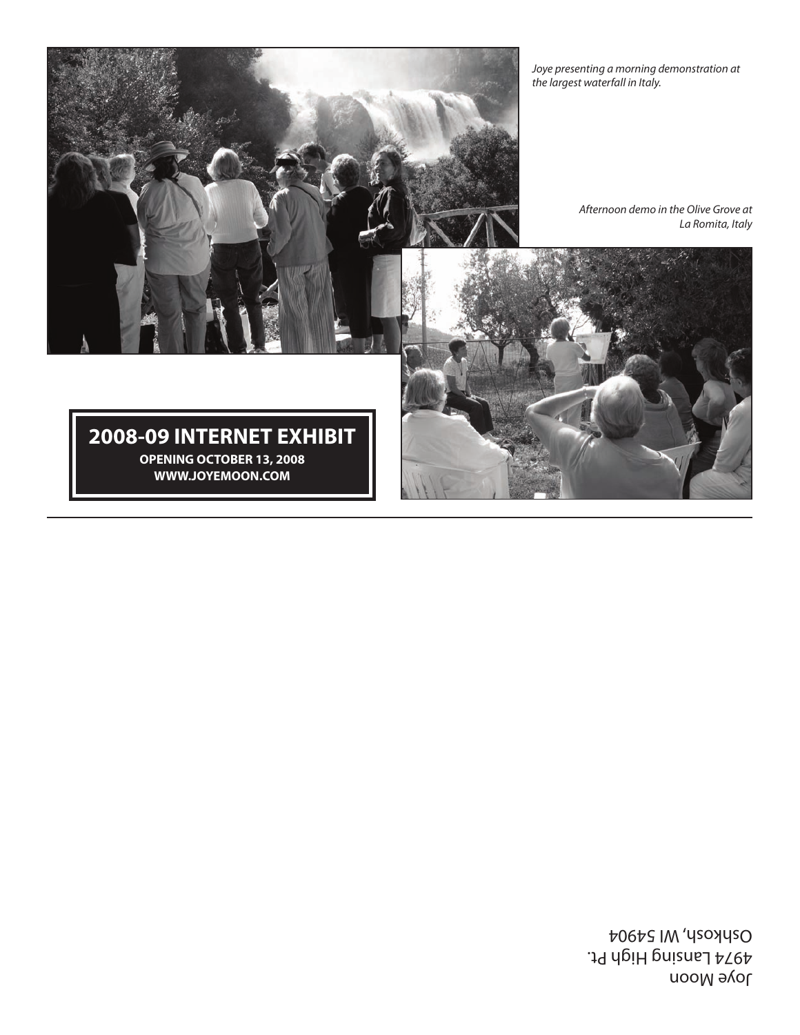*Joye presenting a morning demonstration at the largest waterfall in Italy.*

*Afternoon demo in the Olive Grove at La Romita, Italy*

**2008-09 INTERNET EXHIBIT**

**OPENING OCTOBER 13, 2008**

**WWW.JOYEMOON.COM**

---

Joye Moon
4974 Lansing High Pt.
Oshkosh, WI 54904